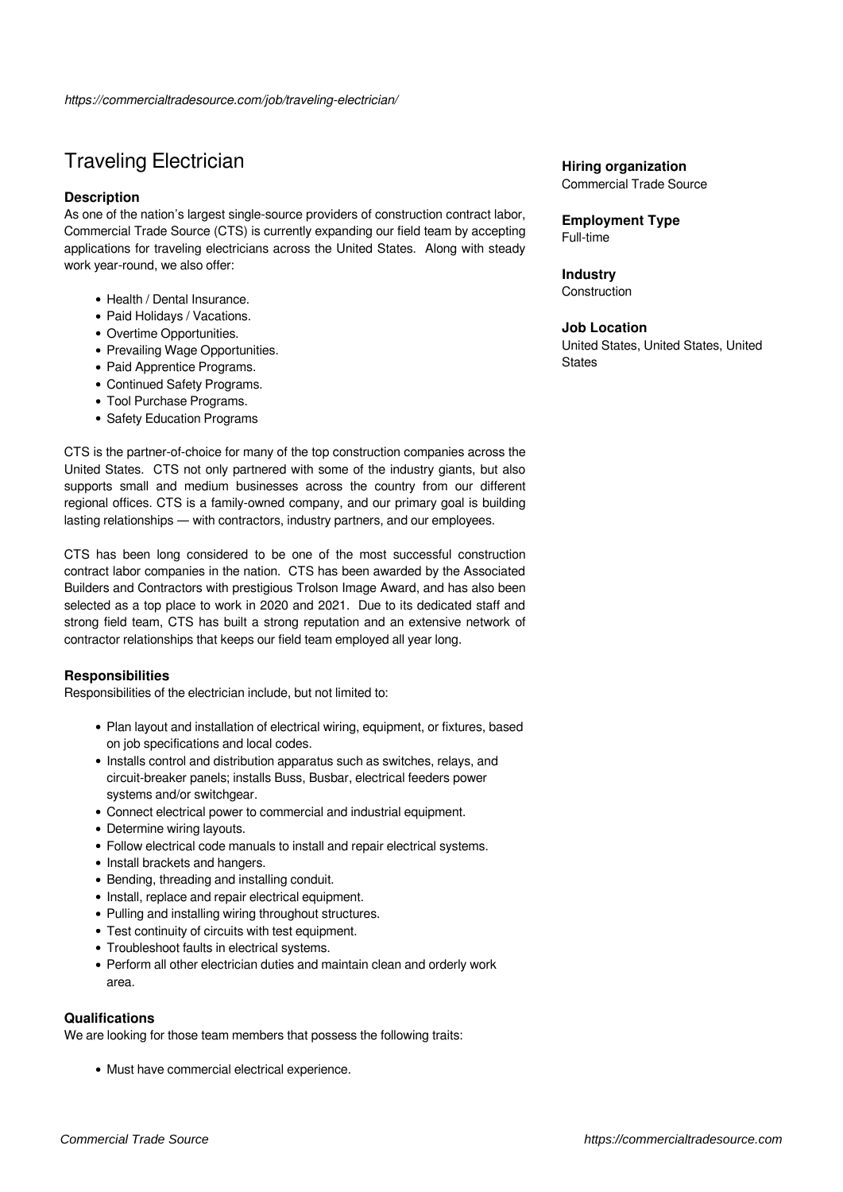https://commercialtradesource.com/job/traveling-electrician/

# Traveling Electrician

### Description

As one of the nation's largest single-source providers of construction contract labor, Commercial Trade Source (CTS) is currently expanding our field team by accepting applications for traveling electricians across the United States. Along with steady work year-round, we also offer:

- Health / Dental Insurance.
- Paid Holidays / Vacations.
- Overtime Opportunities.
- Prevailing Wage Opportunities.
- Paid Apprentice Programs.
- Continued Safety Programs.
- Tool Purchase Programs.
- Safety Education Programs

CTS is the partner-of-choice for many of the top construction companies across the United States. CTS not only partnered with some of the industry giants, but also supports small and medium businesses across the country from our different regional offices. CTS is a family-owned company, and our primary goal is building lasting relationships — with contractors, industry partners, and our employees.

CTS has been long considered to be one of the most successful construction contract labor companies in the nation. CTS has been awarded by the Associated Builders and Contractors with prestigious Trolson Image Award, and has also been selected as a top place to work in 2020 and 2021. Due to its dedicated staff and strong field team, CTS has built a strong reputation and an extensive network of contractor relationships that keeps our field team employed all year long.

### Responsibilities

Responsibilities of the electrician include, but not limited to:

- Plan layout and installation of electrical wiring, equipment, or fixtures, based on job specifications and local codes.
- Installs control and distribution apparatus such as switches, relays, and circuit-breaker panels; installs Buss, Busbar, electrical feeders power systems and/or switchgear.
- Connect electrical power to commercial and industrial equipment.
- Determine wiring layouts.
- Follow electrical code manuals to install and repair electrical systems.
- Install brackets and hangers.
- Bending, threading and installing conduit.
- Install, replace and repair electrical equipment.
- Pulling and installing wiring throughout structures.
- Test continuity of circuits with test equipment.
- Troubleshoot faults in electrical systems.
- Perform all other electrician duties and maintain clean and orderly work area.

### Qualifications

We are looking for those team members that possess the following traits:

- Must have commercial electrical experience.

**Hiring organization**
Commercial Trade Source

**Employment Type**
Full-time

**Industry**
Construction

**Job Location**
United States, United States, United States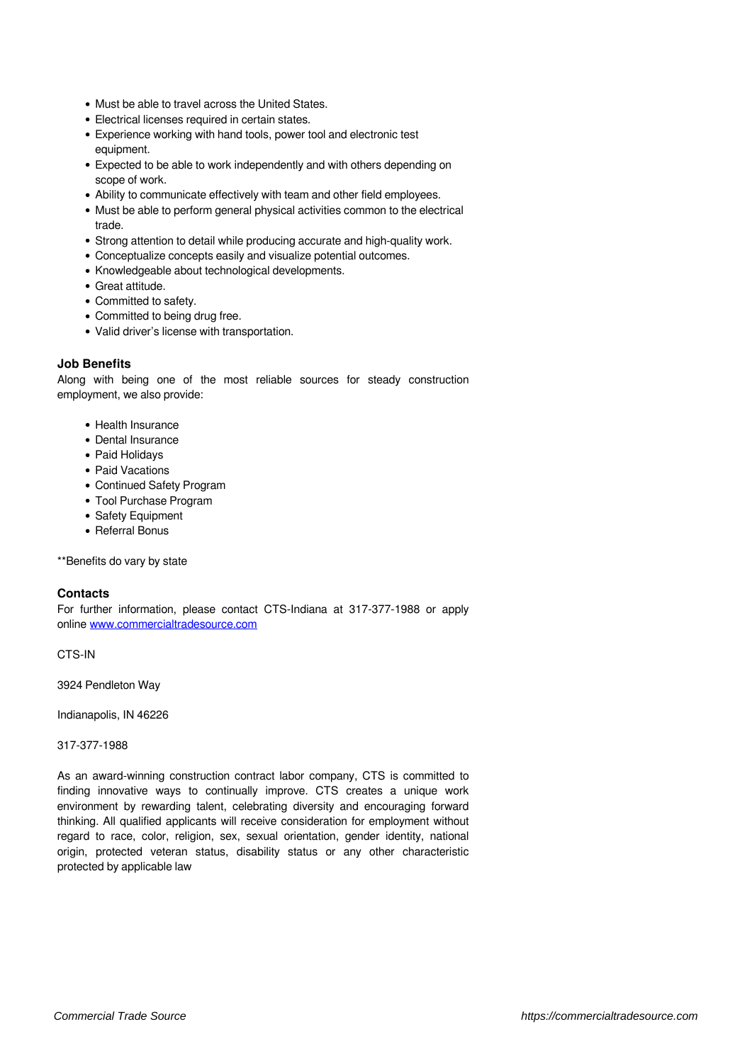- Must be able to travel across the United States.
- Electrical licenses required in certain states.
- Experience working with hand tools, power tool and electronic test equipment.
- Expected to be able to work independently and with others depending on scope of work.
- Ability to communicate effectively with team and other field employees.
- Must be able to perform general physical activities common to the electrical trade.
- Strong attention to detail while producing accurate and high-quality work.
- Conceptualize concepts easily and visualize potential outcomes.
- Knowledgeable about technological developments.
- Great attitude.
- Committed to safety.
- Committed to being drug free.
- Valid driver's license with transportation.

### Job Benefits

Along with being one of the most reliable sources for steady construction employment, we also provide:

- Health Insurance
- Dental Insurance
- Paid Holidays
- Paid Vacations
- Continued Safety Program
- Tool Purchase Program
- Safety Equipment
- Referral Bonus

**Benefits do vary by state

### Contacts

For further information, please contact CTS-Indiana at 317-377-1988 or apply online [www.commercialtradesource.com](http://www.commercialtradesource.com)

CTS-IN

3924 Pendleton Way

Indianapolis, IN 46226

317-377-1988

As an award-winning construction contract labor company, CTS is committed to finding innovative ways to continually improve. CTS creates a unique work environment by rewarding talent, celebrating diversity and encouraging forward thinking. All qualified applicants will receive consideration for employment without regard to race, color, religion, sex, sexual orientation, gender identity, national origin, protected veteran status, disability status or any other characteristic protected by applicable law